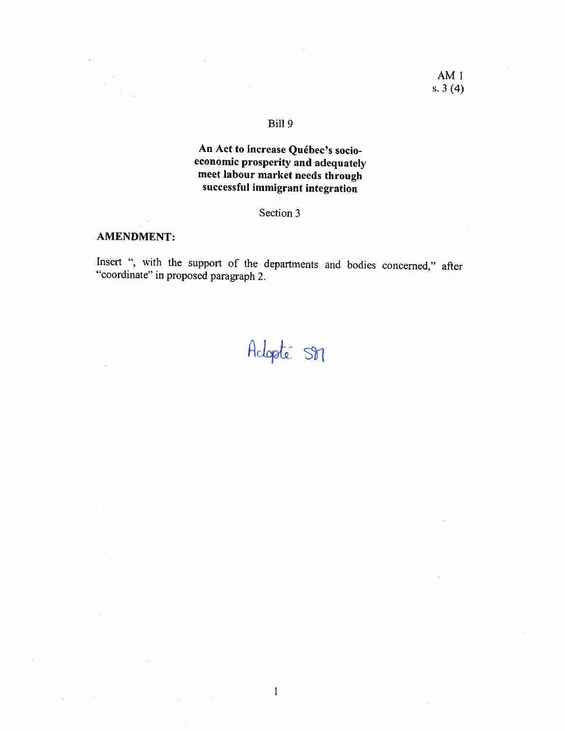AM 1
s. 3 (4)

Bill 9

**An Act to increase Québec's socio-economic prosperity and adequately meet labour market needs through successful immigrant integration**

Section 3

**AMENDMENT:**

Insert ", with the support of the departments and bodies concerned," after "coordinate" in proposed paragraph 2.

Adopté SM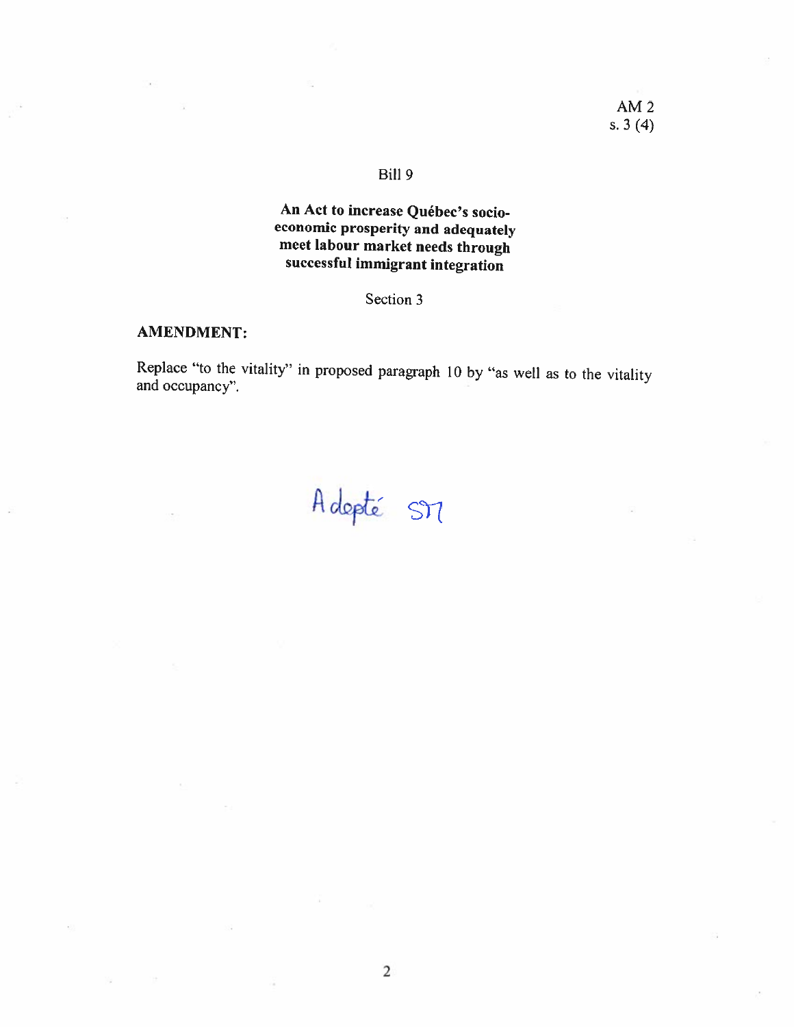AM 2
s. 3 (4)

Bill 9

**An Act to increase Québec's socio-economic prosperity and adequately meet labour market needs through successful immigrant integration**

Section 3

**AMENDMENT:**

Replace "to the vitality" in proposed paragraph 10 by "as well as to the vitality and occupancy".

Adopté SM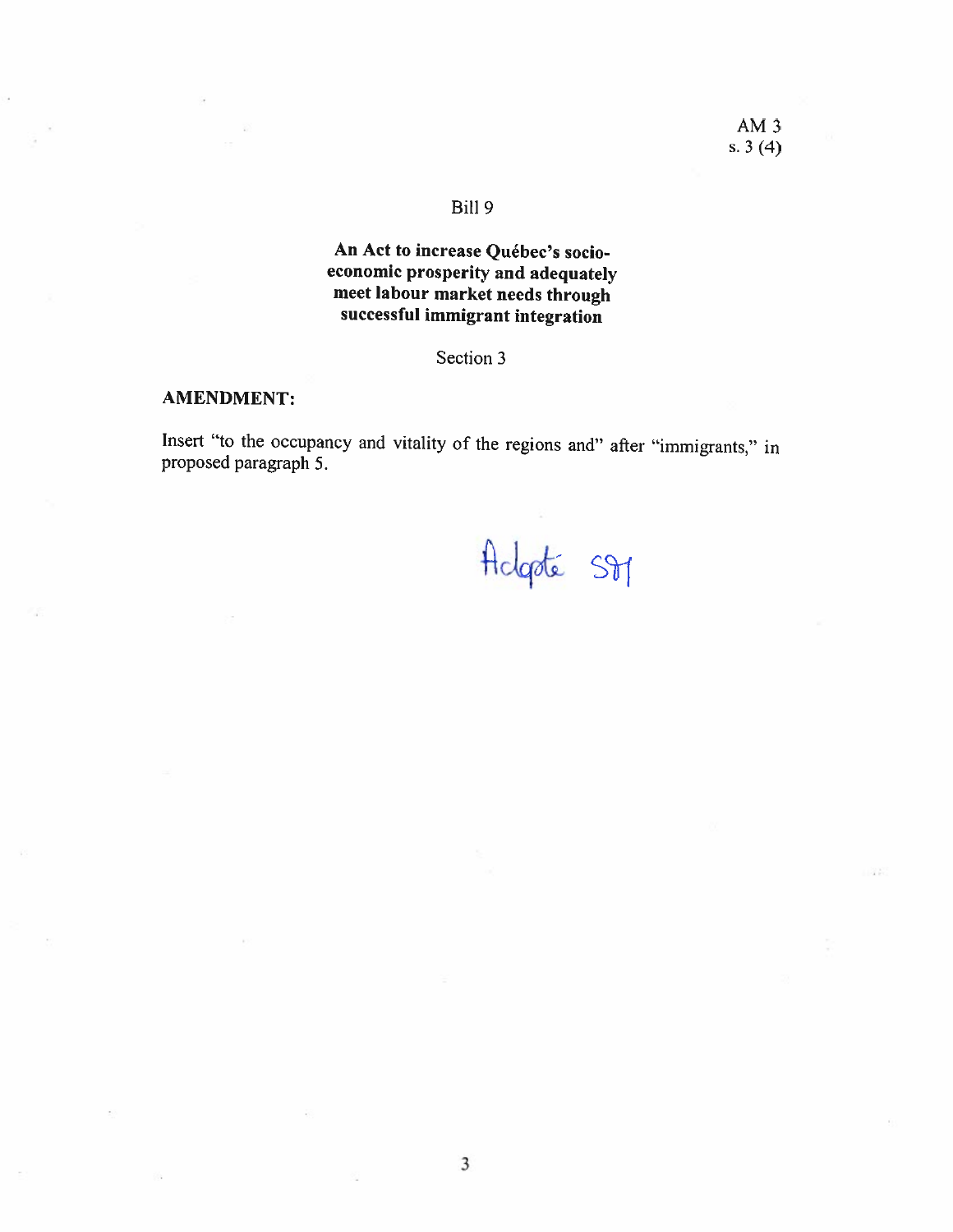AM 3
s. 3 (4)

Bill 9

**An Act to increase Québec's socio-economic prosperity and adequately meet labour market needs through successful immigrant integration**

Section 3

**AMENDMENT:**

Insert "to the occupancy and vitality of the regions and" after "immigrants," in proposed paragraph 5.

Adopté SM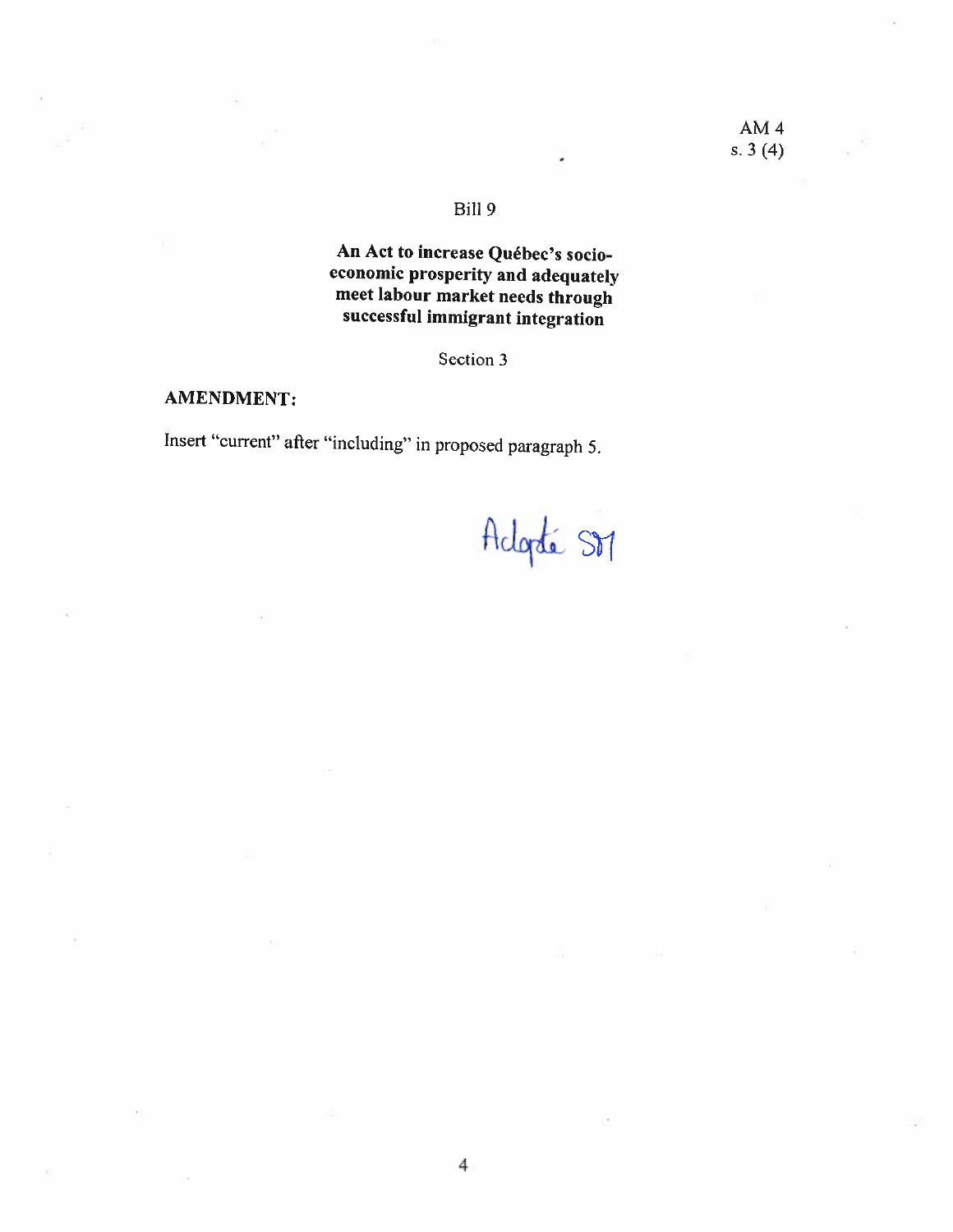AM 4
s. 3 (4)

Bill 9

**An Act to increase Québec's socio-economic prosperity and adequately meet labour market needs through successful immigrant integration**

Section 3

**AMENDMENT:**

Insert "current" after "including" in proposed paragraph 5.

Adopté SM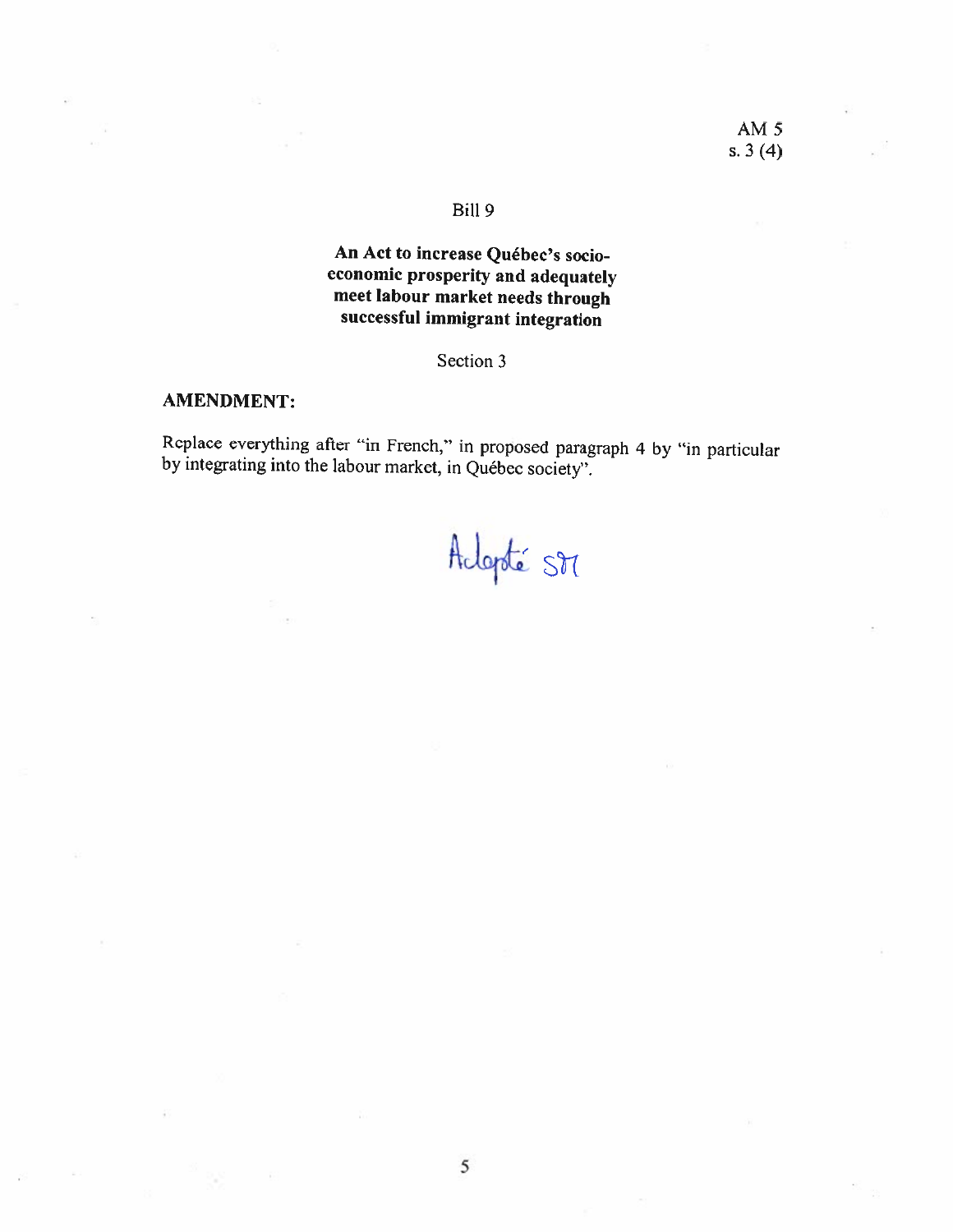AM 5
s. 3 (4)

Bill 9

**An Act to increase Québec's socio-economic prosperity and adequately meet labour market needs through successful immigrant integration**

Section 3

**AMENDMENT:**

Replace everything after "in French," in proposed paragraph 4 by "in particular by integrating into the labour market, in Québec society".

Adopté SM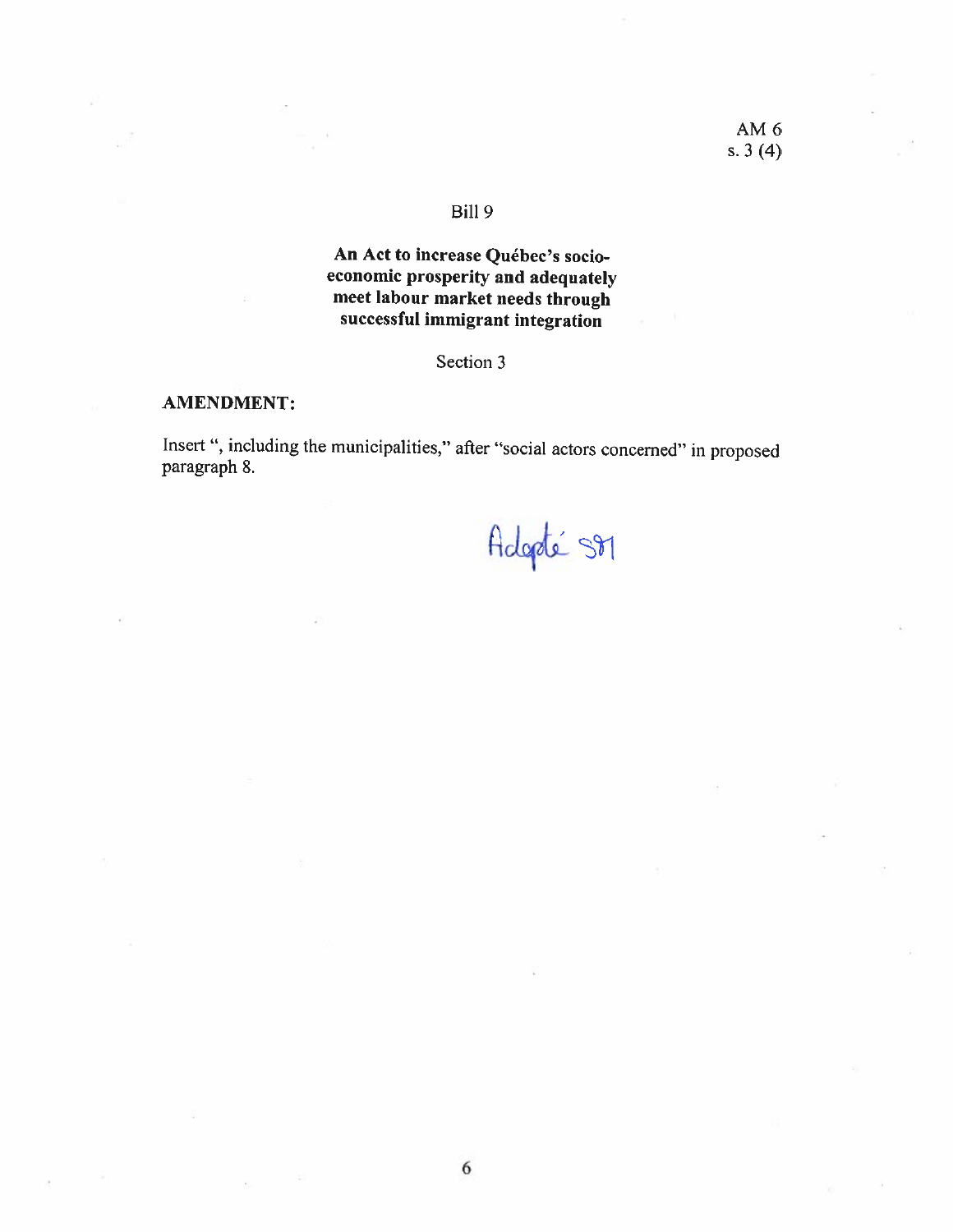AM 6
s. 3 (4)

Bill 9

**An Act to increase Québec's socio-economic prosperity and adequately meet labour market needs through successful immigrant integration**

Section 3

**AMENDMENT:**

Insert ", including the municipalities," after "social actors concerned" in proposed paragraph 8.

Adopté S91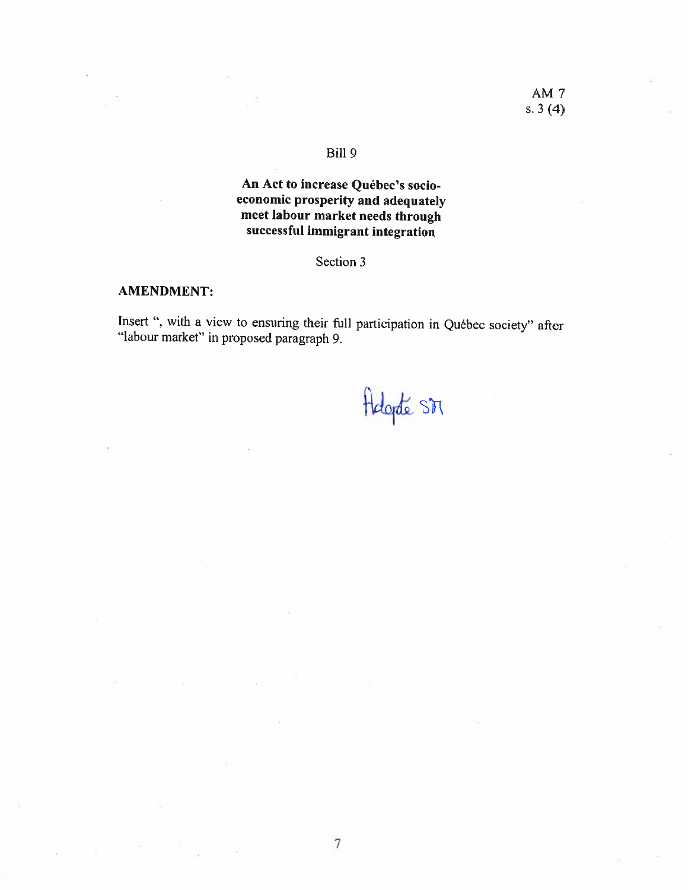AM 7
s. 3 (4)

Bill 9

**An Act to increase Québec's socio-economic prosperity and adequately meet labour market needs through successful immigrant integration**

Section 3

**AMENDMENT:**

Insert ", with a view to ensuring their full participation in Québec society" after "labour market" in proposed paragraph 9.

Adopté SM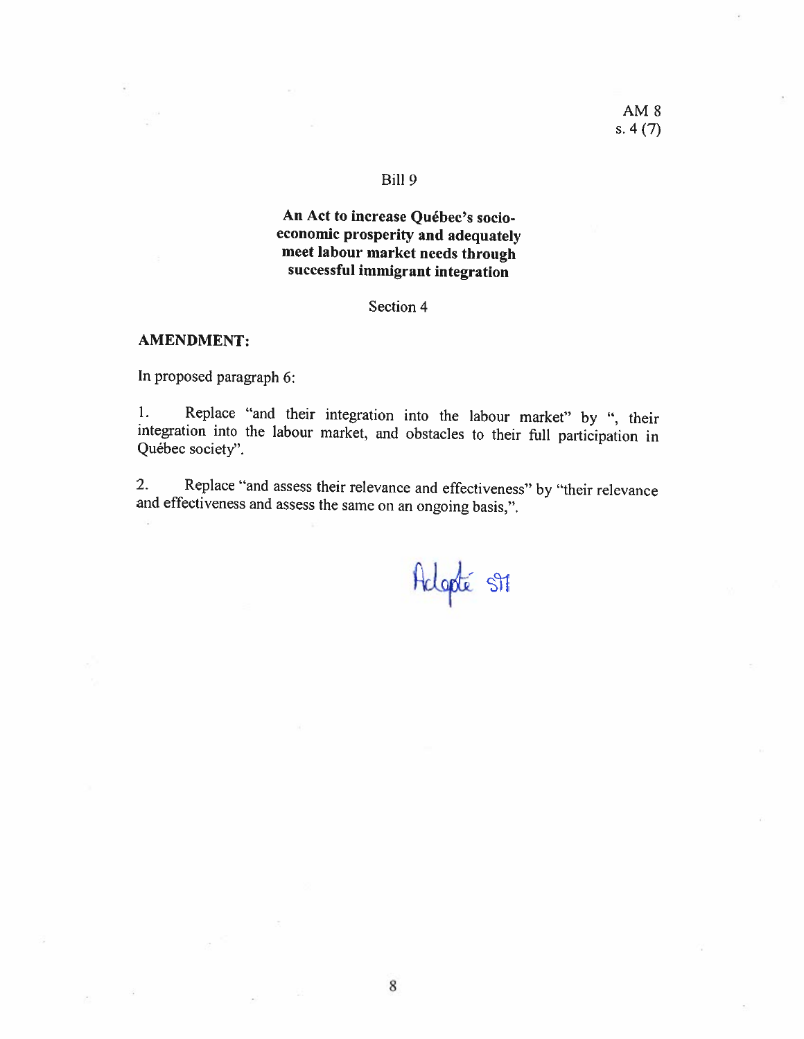AM 8
s. 4 (7)

Bill 9

**An Act to increase Québec's socio-economic prosperity and adequately meet labour market needs through successful immigrant integration**

Section 4

**AMENDMENT:**

In proposed paragraph 6:

1. Replace "and their integration into the labour market" by ", their integration into the labour market, and obstacles to their full participation in Québec society".

2. Replace "and assess their relevance and effectiveness" by "their relevance and effectiveness and assess the same on an ongoing basis,".

Adopté s/a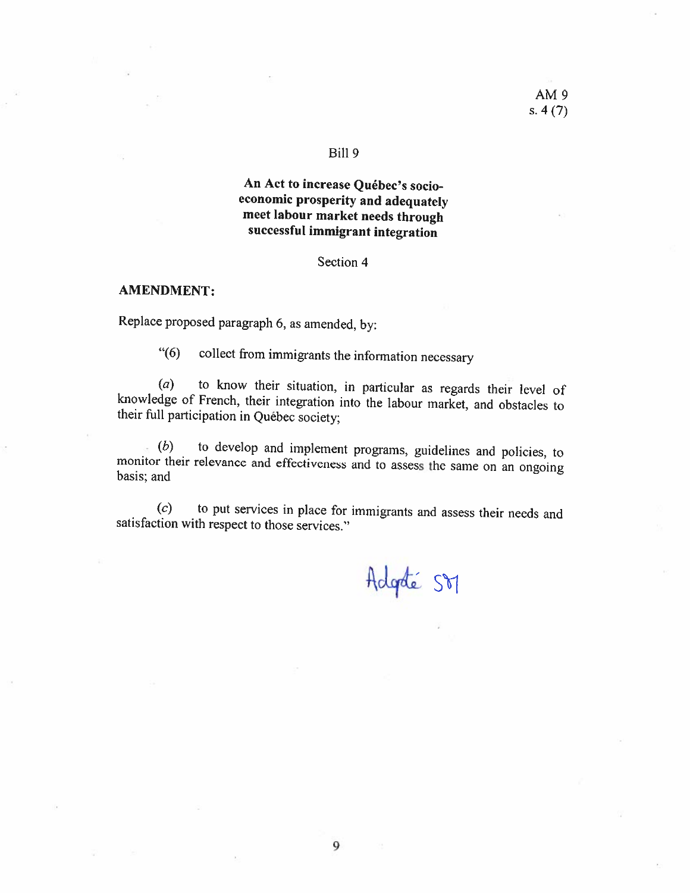AM 9
s. 4 (7)

Bill 9

**An Act to increase Québec's socio-economic prosperity and adequately meet labour market needs through successful immigrant integration**

Section 4

**AMENDMENT:**

Replace proposed paragraph 6, as amended, by:

"(6) collect from immigrants the information necessary

(*a*) to know their situation, in particular as regards their level of knowledge of French, their integration into the labour market, and obstacles to their full participation in Québec society;

(*b*) to develop and implement programs, guidelines and policies, to monitor their relevance and effectiveness and to assess the same on an ongoing basis; and

(*c*) to put services in place for immigrants and assess their needs and satisfaction with respect to those services."

Adopté SM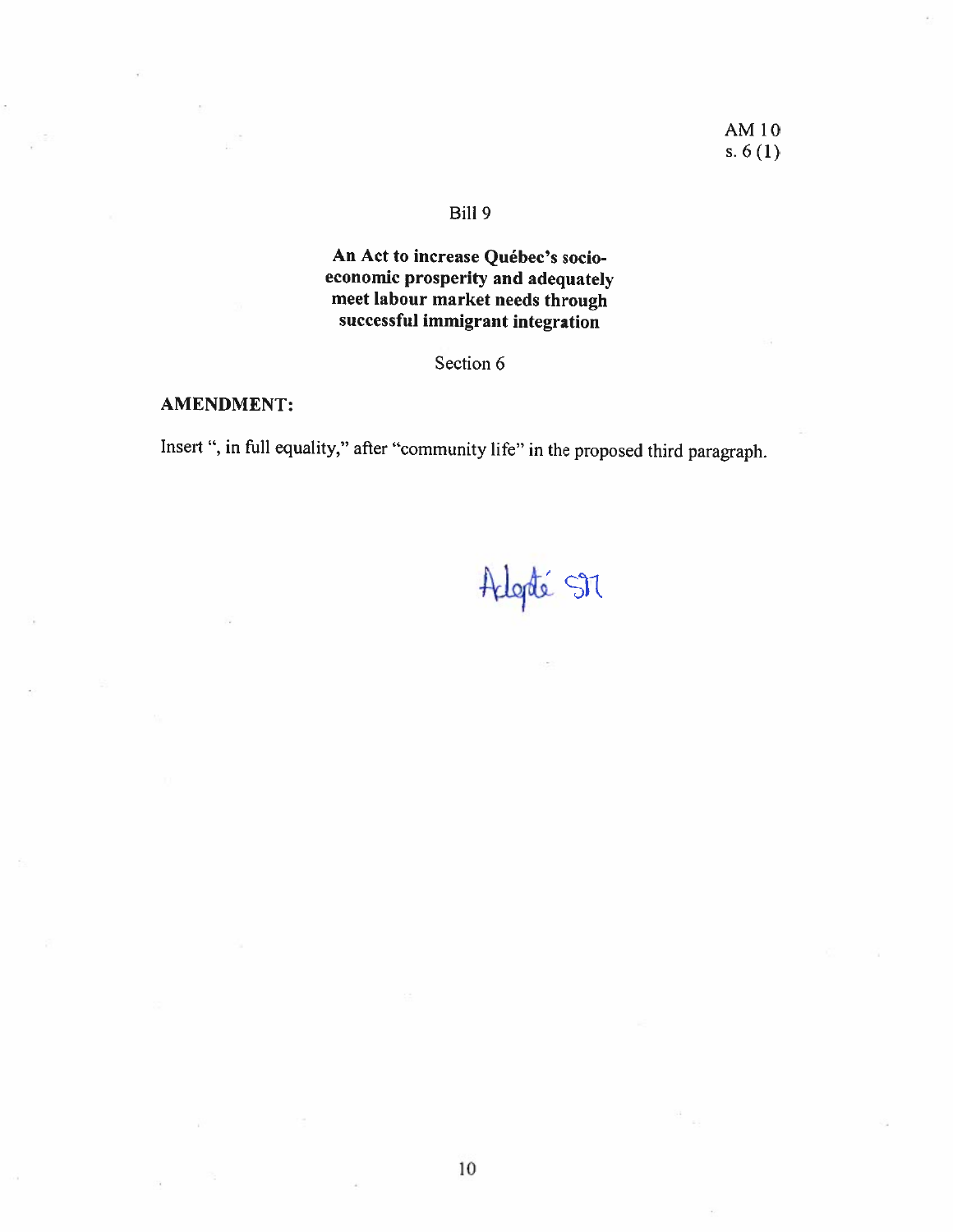AM 10
s. 6 (1)

Bill 9

**An Act to increase Québec's socio-economic prosperity and adequately meet labour market needs through successful immigrant integration**

Section 6

**AMENDMENT:**

Insert ", in full equality," after "community life" in the proposed third paragraph.

Adopté SR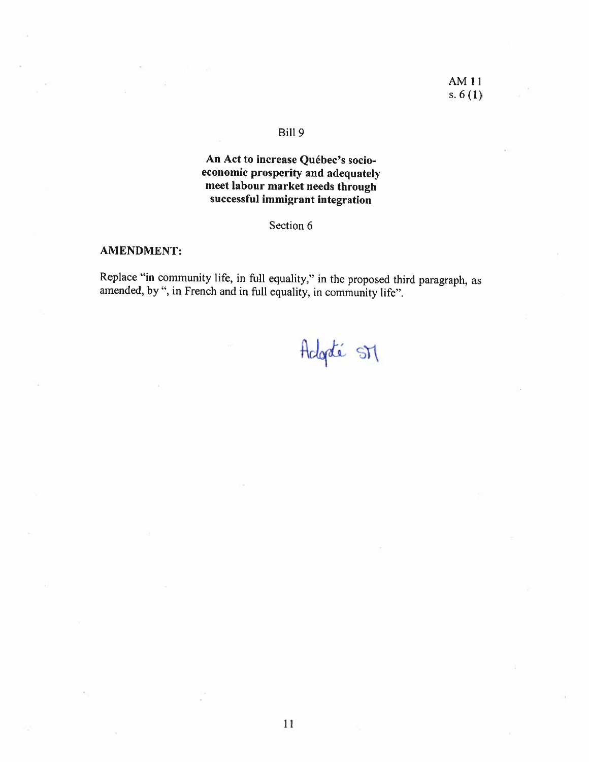AM 11
s. 6 (1)

Bill 9

**An Act to increase Québec's socio-economic prosperity and adequately meet labour market needs through successful immigrant integration**

Section 6

**AMENDMENT:**

Replace "in community life, in full equality," in the proposed third paragraph, as amended, by ", in French and in full equality, in community life".

Adopté SM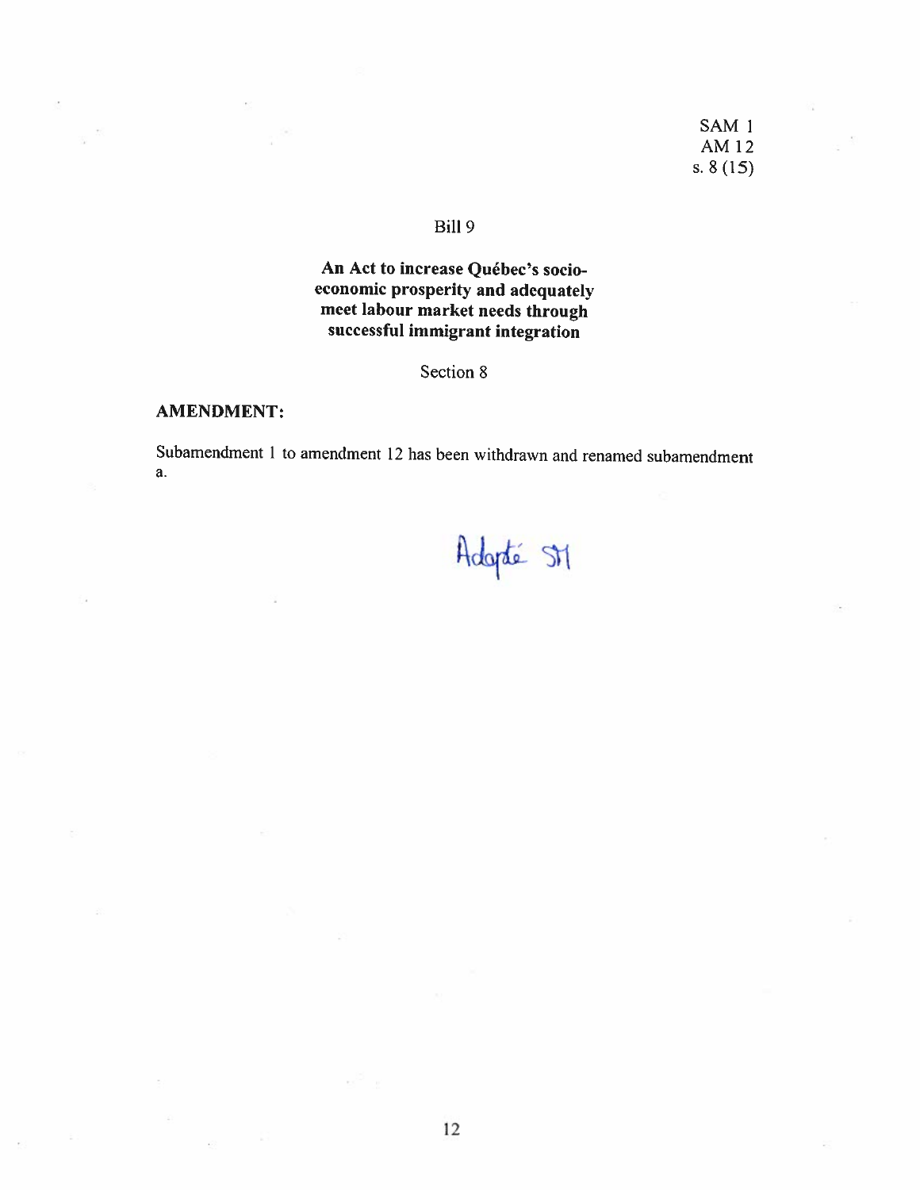SAM 1
AM 12
s. 8 (15)

Bill 9

**An Act to increase Québec's socio-economic prosperity and adequately meet labour market needs through successful immigrant integration**

Section 8

**AMENDMENT:**

Subamendment 1 to amendment 12 has been withdrawn and renamed subamendment a.

Adopté SM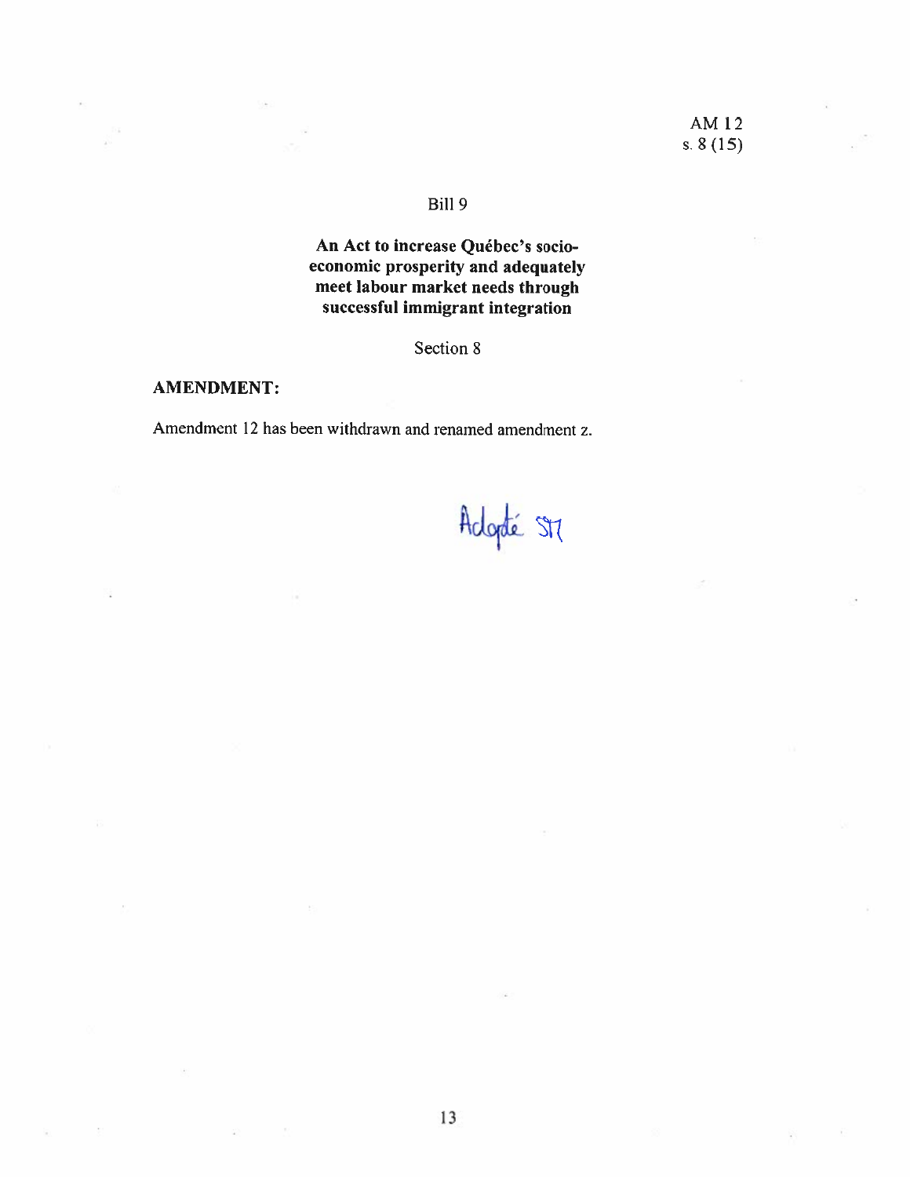AM 12
s. 8 (15)

Bill 9

**An Act to increase Québec's socio-economic prosperity and adequately meet labour market needs through successful immigrant integration**

Section 8

**AMENDMENT:**

Amendment 12 has been withdrawn and renamed amendment z.

Adopté ST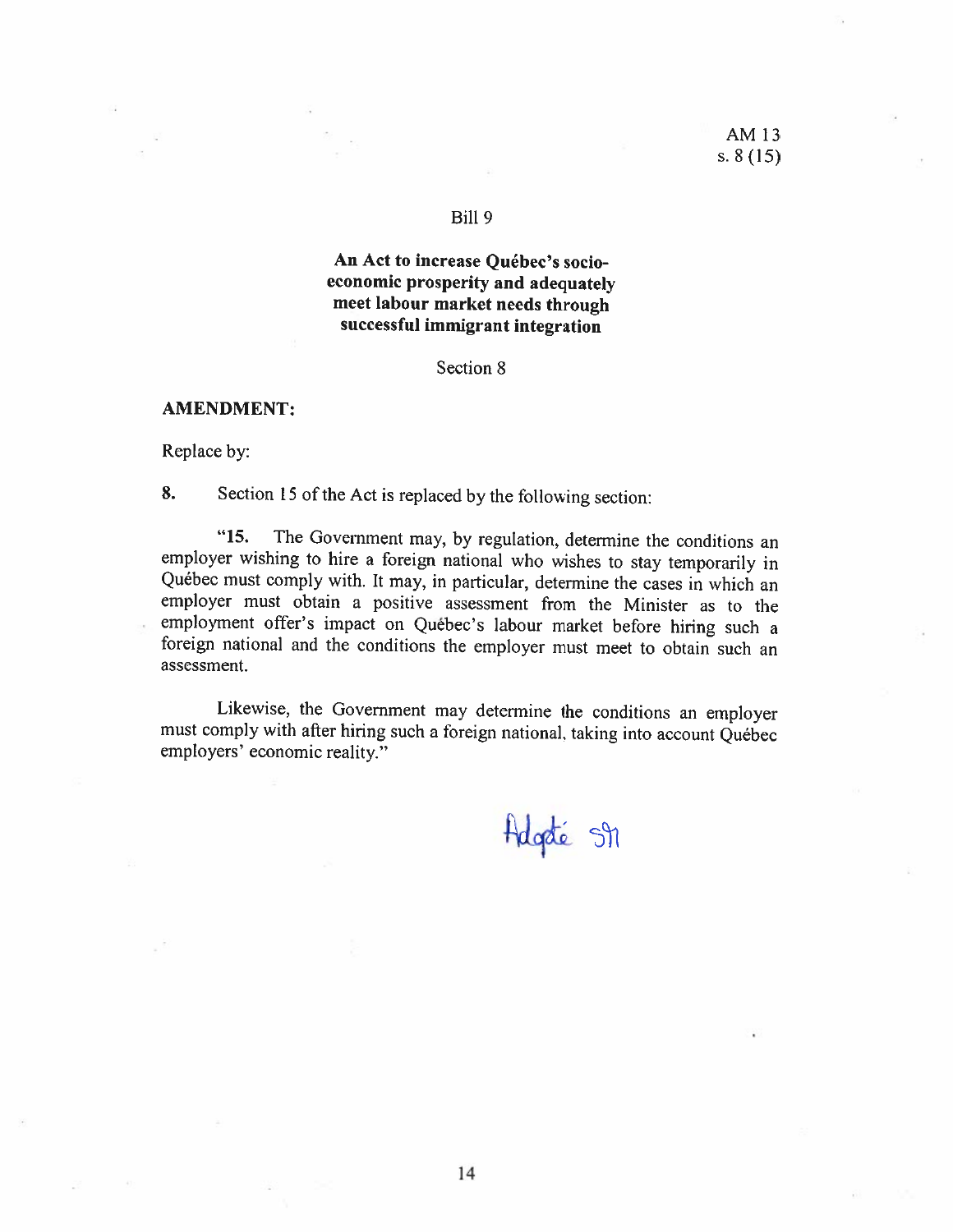AM 13
s. 8 (15)

Bill 9

**An Act to increase Québec's socio-economic prosperity and adequately meet labour market needs through successful immigrant integration**

Section 8

**AMENDMENT:**

Replace by:

**8.** Section 15 of the Act is replaced by the following section:

"**15.** The Government may, by regulation, determine the conditions an employer wishing to hire a foreign national who wishes to stay temporarily in Québec must comply with. It may, in particular, determine the cases in which an employer must obtain a positive assessment from the Minister as to the employment offer's impact on Québec's labour market before hiring such a foreign national and the conditions the employer must meet to obtain such an assessment.

Likewise, the Government may determine the conditions an employer must comply with after hiring such a foreign national, taking into account Québec employers' economic reality."

Adopté SM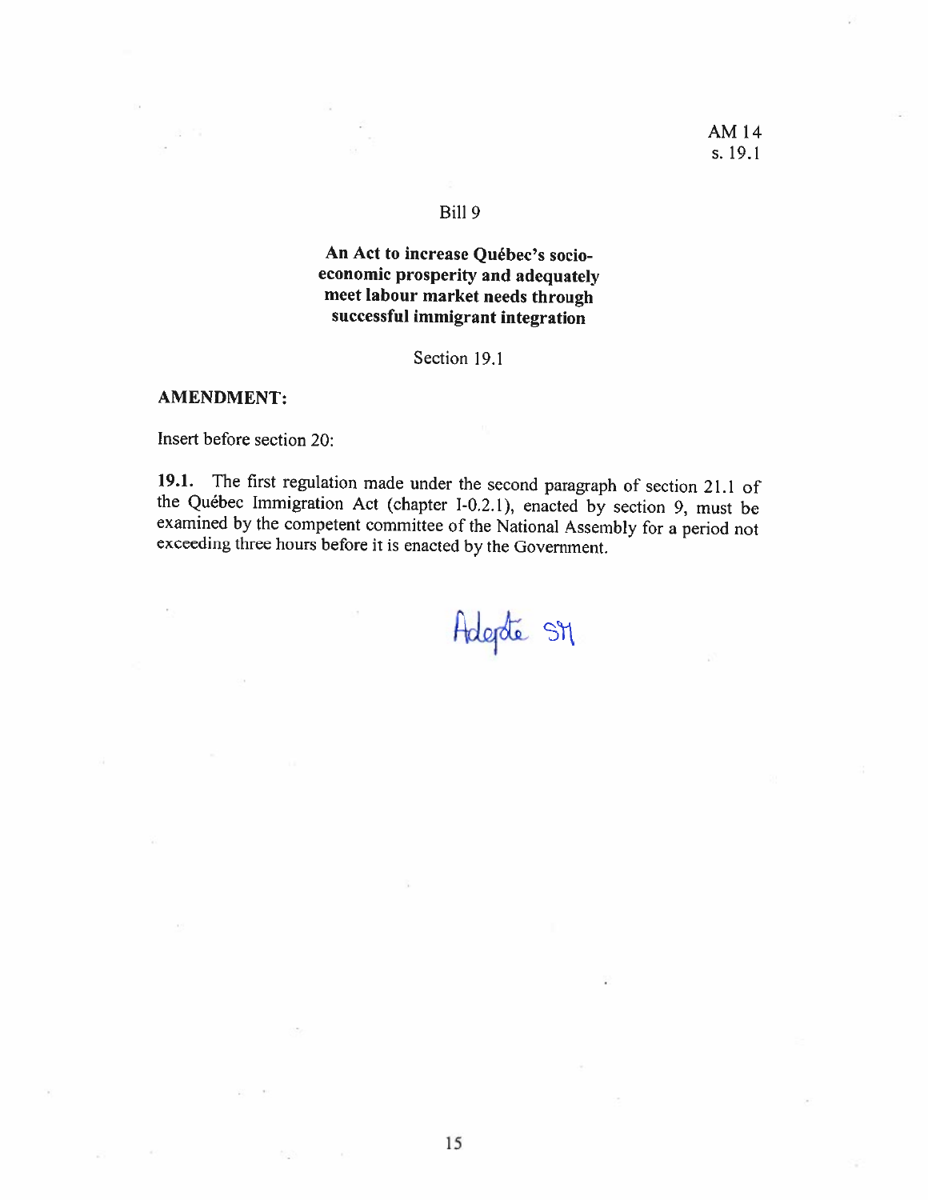AM 14
s. 19.1

Bill 9

**An Act to increase Québec's socio-economic prosperity and adequately meet labour market needs through successful immigrant integration**

Section 19.1

**AMENDMENT:**

Insert before section 20:

**19.1.** The first regulation made under the second paragraph of section 21.1 of the Québec Immigration Act (chapter I-0.2.1), enacted by section 9, must be examined by the competent committee of the National Assembly for a period not exceeding three hours before it is enacted by the Government.

Adopté SM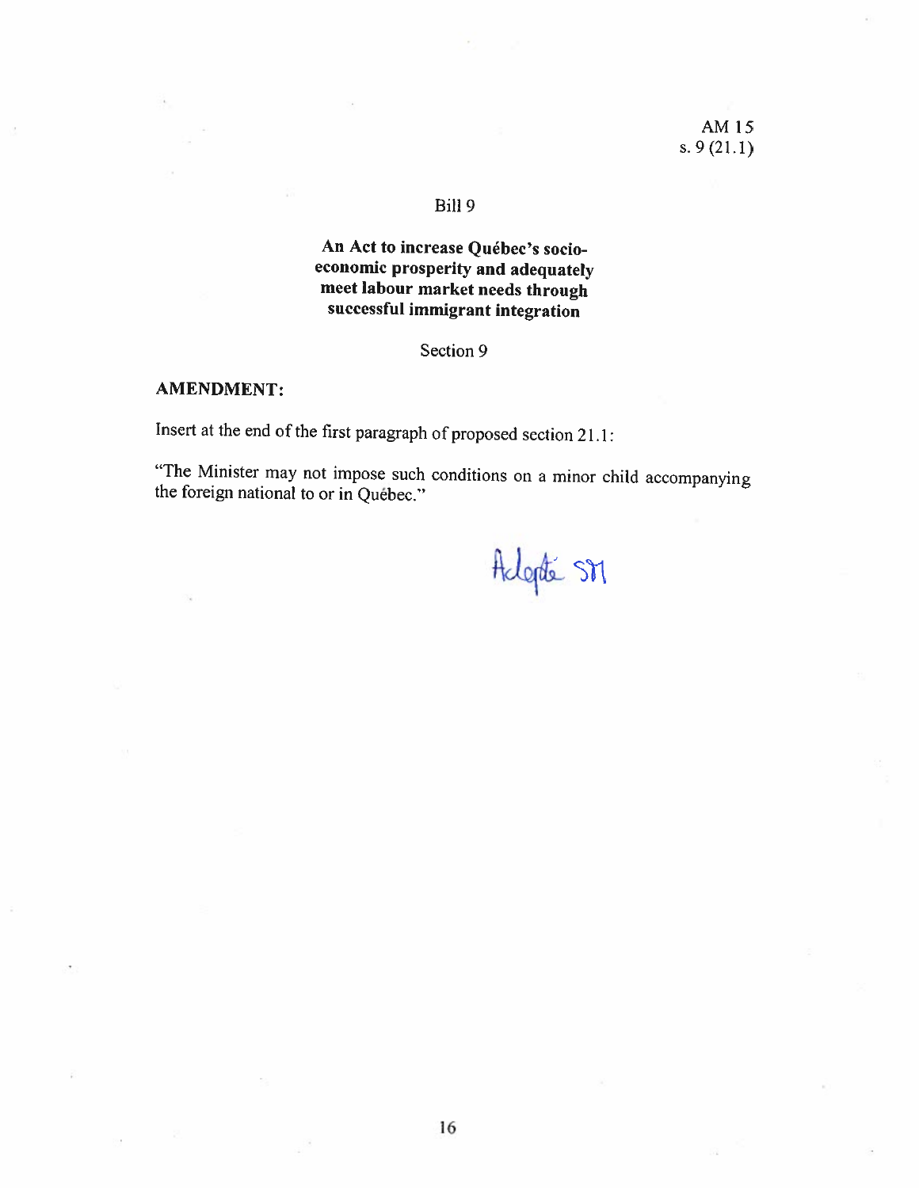AM 15
s. 9 (21.1)

Bill 9

**An Act to increase Québec's socio-economic prosperity and adequately meet labour market needs through successful immigrant integration**

Section 9

**AMENDMENT:**

Insert at the end of the first paragraph of proposed section 21.1:

"The Minister may not impose such conditions on a minor child accompanying the foreign national to or in Québec."

Adopté SM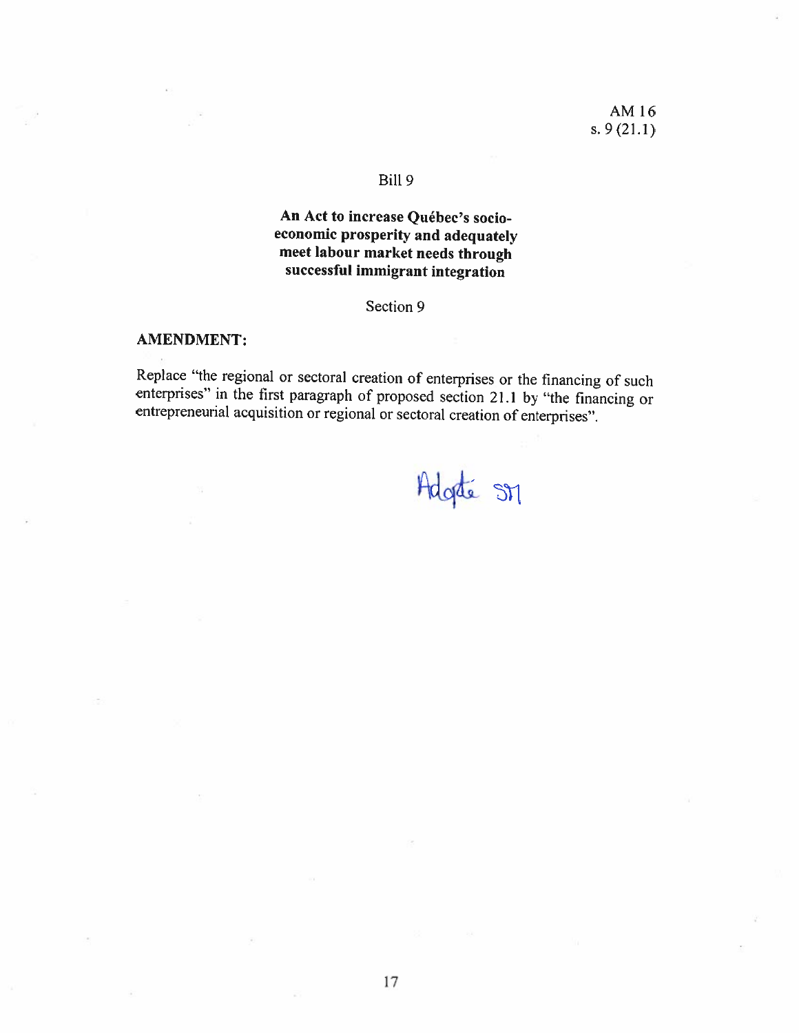AM 16
s. 9 (21.1)

Bill 9

**An Act to increase Québec's socio-economic prosperity and adequately meet labour market needs through successful immigrant integration**

Section 9

**AMENDMENT:**

Replace "the regional or sectoral creation of enterprises or the financing of such enterprises" in the first paragraph of proposed section 21.1 by "the financing or entrepreneurial acquisition or regional or sectoral creation of enterprises".

Adopté SM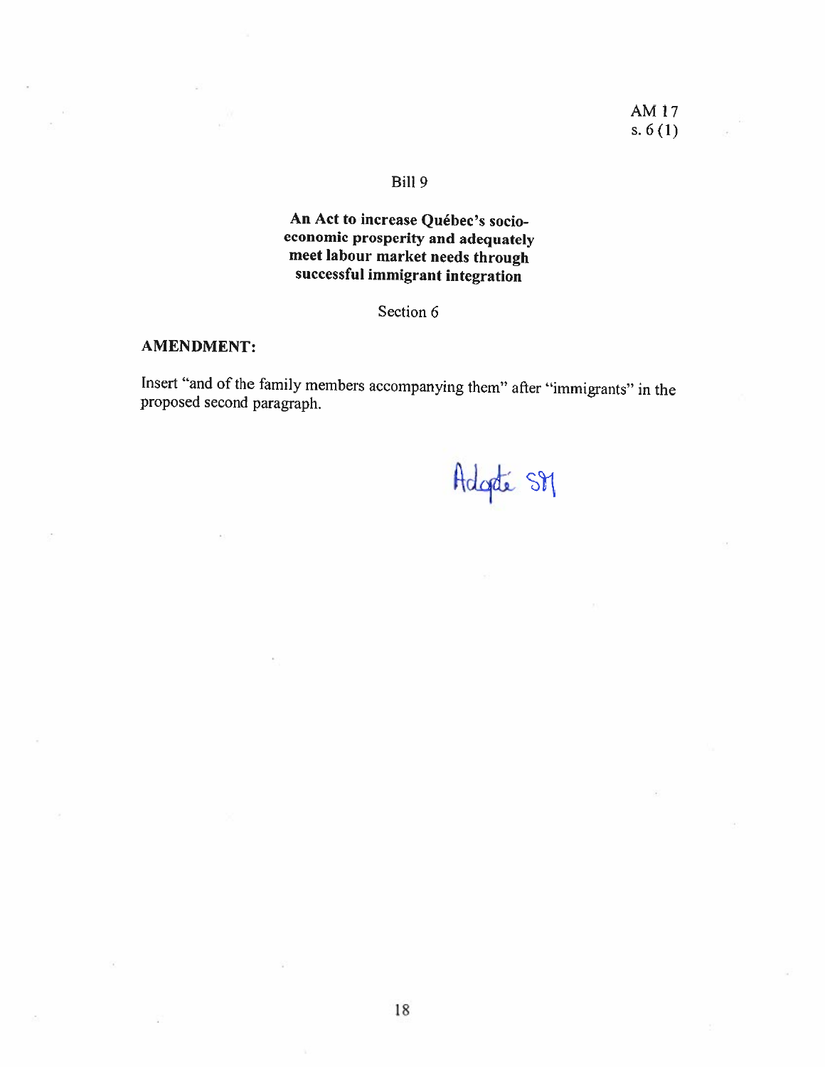AM 17
s. 6 (1)

Bill 9

**An Act to increase Québec's socio-economic prosperity and adequately meet labour market needs through successful immigrant integration**

Section 6

**AMENDMENT:**

Insert "and of the family members accompanying them" after "immigrants" in the proposed second paragraph.

Adopté SM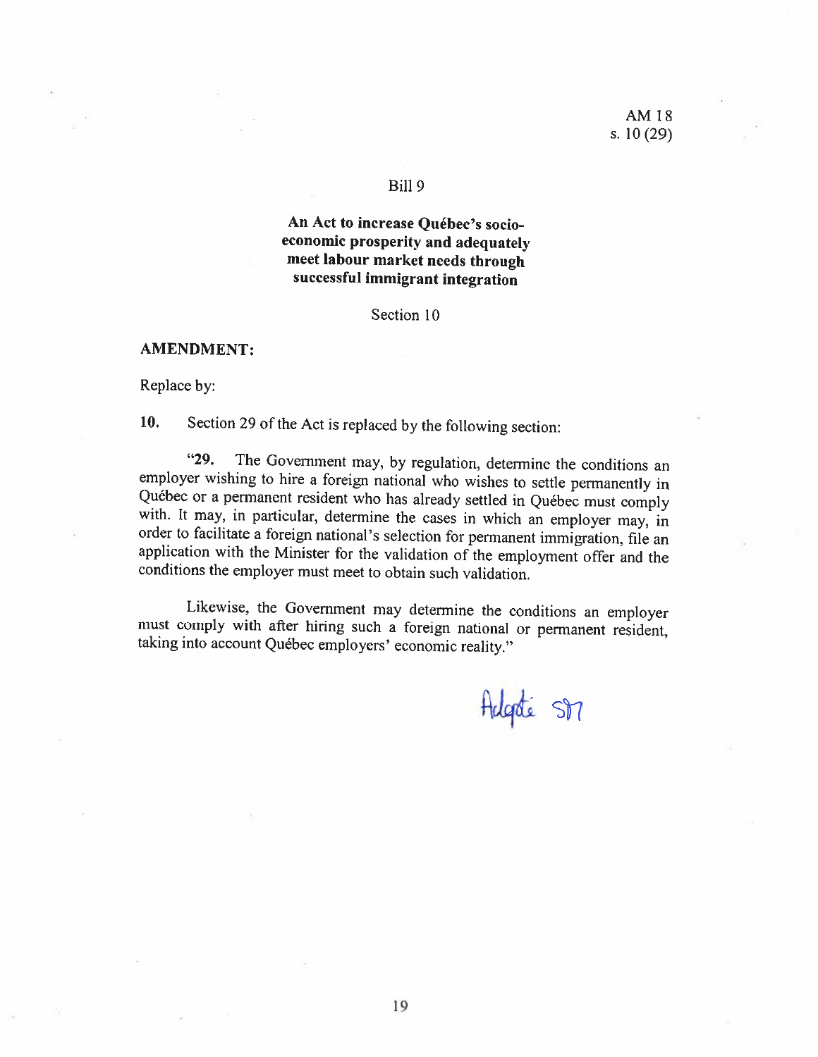AM 18
s. 10 (29)

Bill 9

**An Act to increase Québec's socio-economic prosperity and adequately meet labour market needs through successful immigrant integration**

Section 10

**AMENDMENT:**

Replace by:

**10.** Section 29 of the Act is replaced by the following section:

"**29.** The Government may, by regulation, determine the conditions an employer wishing to hire a foreign national who wishes to settle permanently in Québec or a permanent resident who has already settled in Québec must comply with. It may, in particular, determine the cases in which an employer may, in order to facilitate a foreign national's selection for permanent immigration, file an application with the Minister for the validation of the employment offer and the conditions the employer must meet to obtain such validation.

Likewise, the Government may determine the conditions an employer must comply with after hiring such a foreign national or permanent resident, taking into account Québec employers' economic reality."

Adopté SM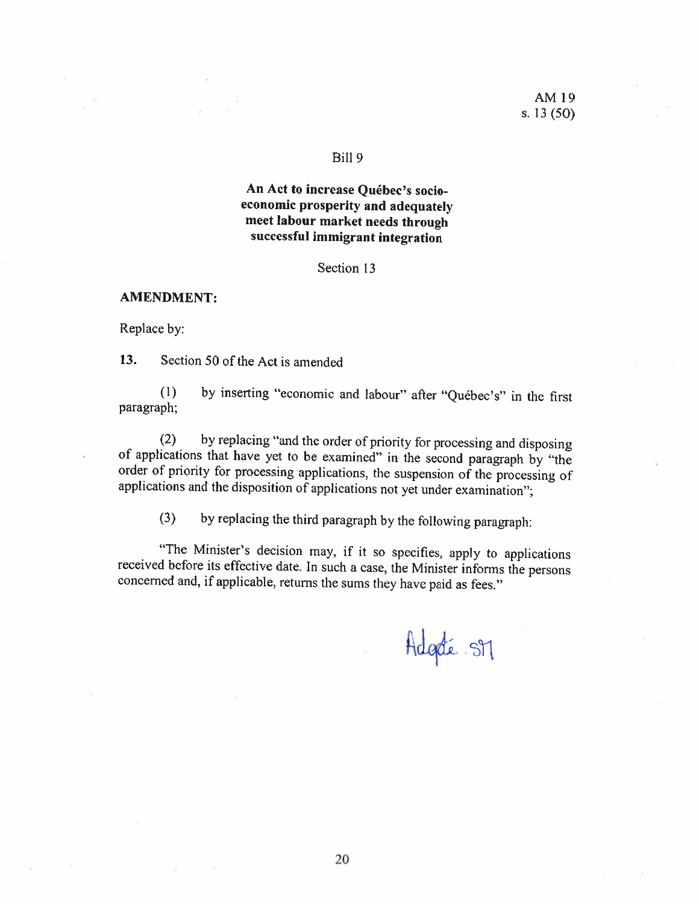AM 19
s. 13 (50)

Bill 9

**An Act to increase Québec's socio-economic prosperity and adequately meet labour market needs through successful immigrant integration**

Section 13

**AMENDMENT:**

Replace by:

**13.** Section 50 of the Act is amended

(1) by inserting "economic and labour" after "Québec's" in the first paragraph;

(2) by replacing "and the order of priority for processing and disposing of applications that have yet to be examined" in the second paragraph by "the order of priority for processing applications, the suspension of the processing of applications and the disposition of applications not yet under examination";

(3) by replacing the third paragraph by the following paragraph:

"The Minister's decision may, if it so specifies, apply to applications received before its effective date. In such a case, the Minister informs the persons concerned and, if applicable, returns the sums they have paid as fees."

Adopté s/1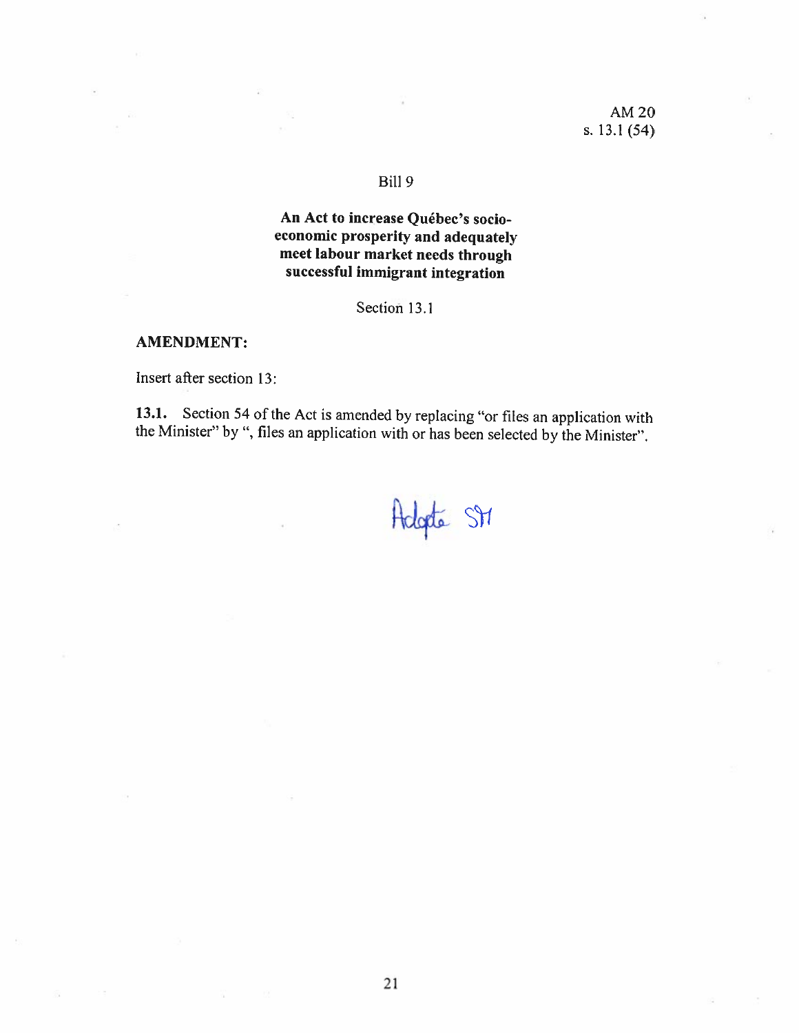AM 20
s. 13.1 (54)

Bill 9

**An Act to increase Québec's socio-economic prosperity and adequately meet labour market needs through successful immigrant integration**

Section 13.1

**AMENDMENT:**

Insert after section 13:

**13.1.** Section 54 of the Act is amended by replacing "or files an application with the Minister" by ", files an application with or has been selected by the Minister".

Adopté SH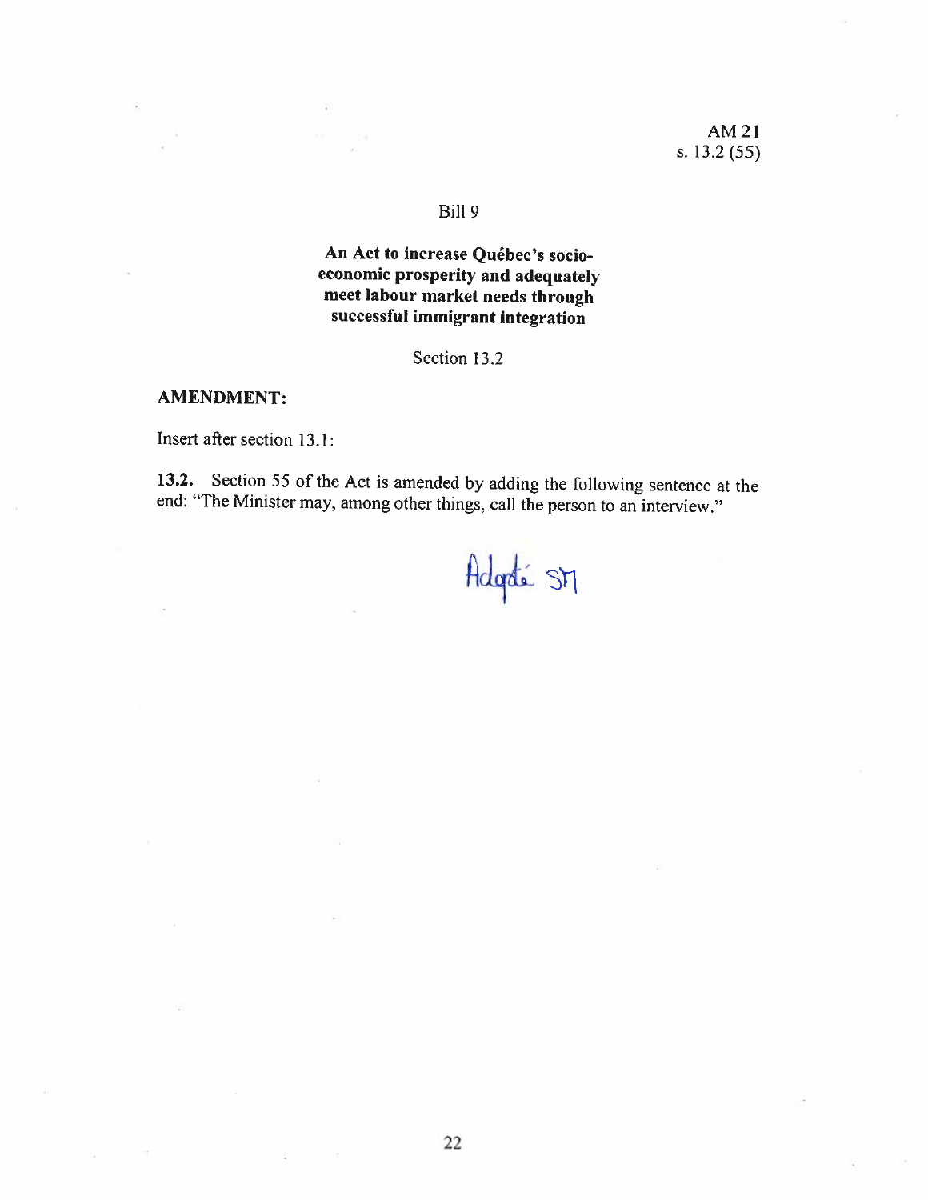AM 21
s. 13.2 (55)

Bill 9

**An Act to increase Québec's socio-economic prosperity and adequately meet labour market needs through successful immigrant integration**

Section 13.2

**AMENDMENT:**

Insert after section 13.1:

**13.2.** Section 55 of the Act is amended by adding the following sentence at the end: "The Minister may, among other things, call the person to an interview."

Adopté SM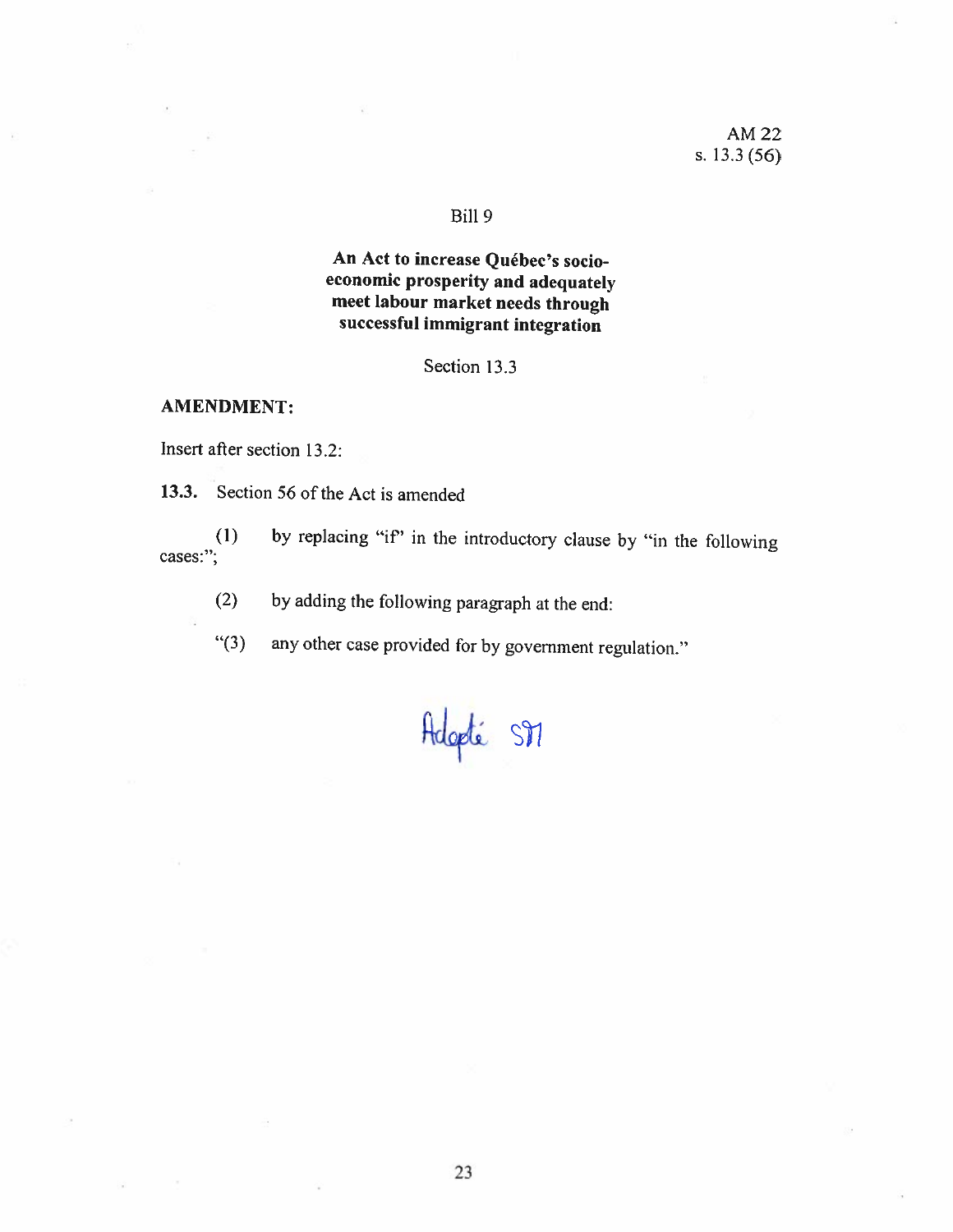AM 22
s. 13.3 (56)

Bill 9

**An Act to increase Québec's socio-economic prosperity and adequately meet labour market needs through successful immigrant integration**

Section 13.3

**AMENDMENT:**

Insert after section 13.2:

**13.3.** Section 56 of the Act is amended

(1) by replacing "if" in the introductory clause by "in the following cases:";

(2) by adding the following paragraph at the end:

"(3) any other case provided for by government regulation."

Adopté SM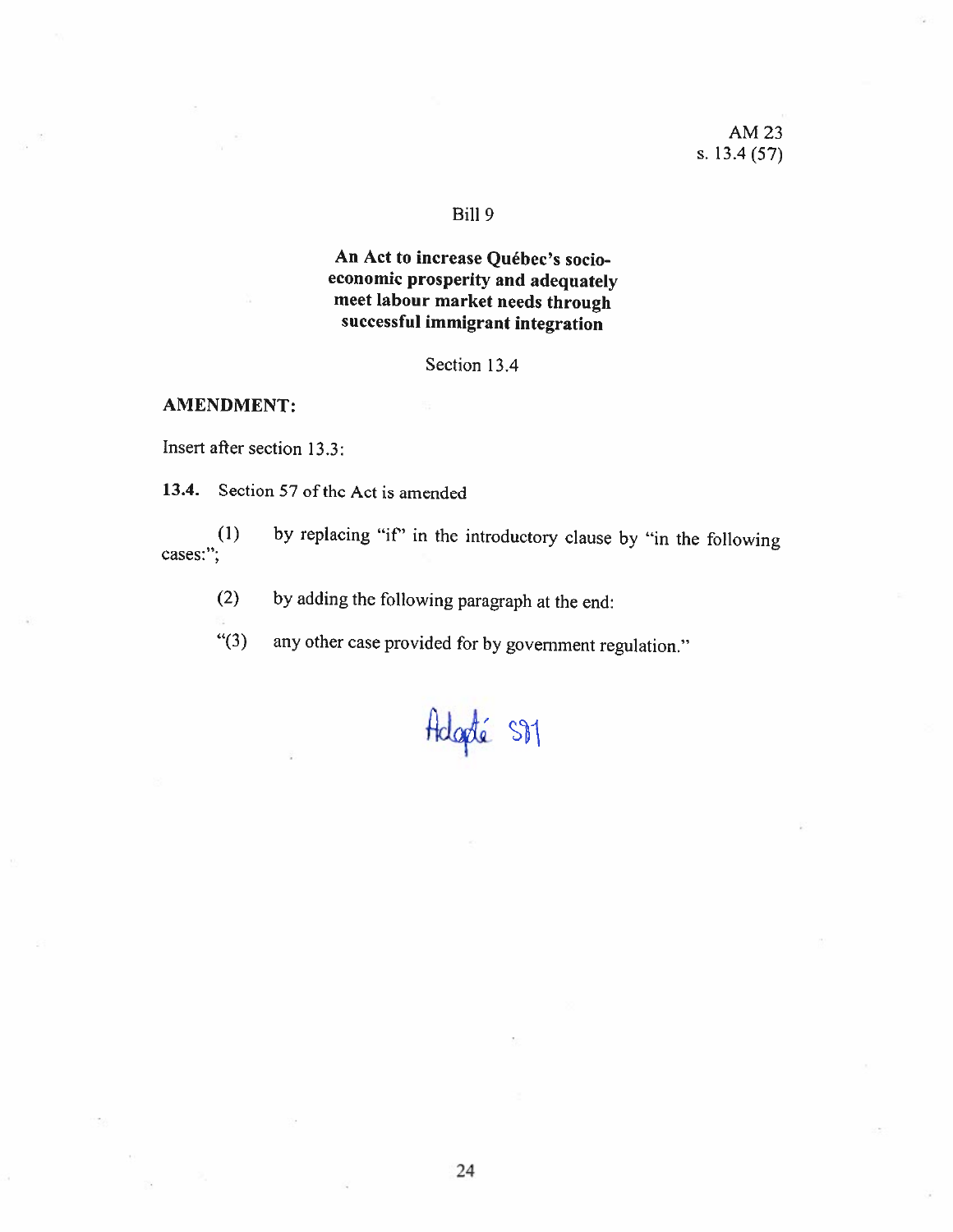AM 23
s. 13.4 (57)

Bill 9

**An Act to increase Québec's socio-economic prosperity and adequately meet labour market needs through successful immigrant integration**

Section 13.4

**AMENDMENT:**

Insert after section 13.3:

**13.4.** Section 57 of the Act is amended

(1) by replacing "if" in the introductory clause by "in the following cases:";

(2) by adding the following paragraph at the end:

"(3) any other case provided for by government regulation."

Adopté S91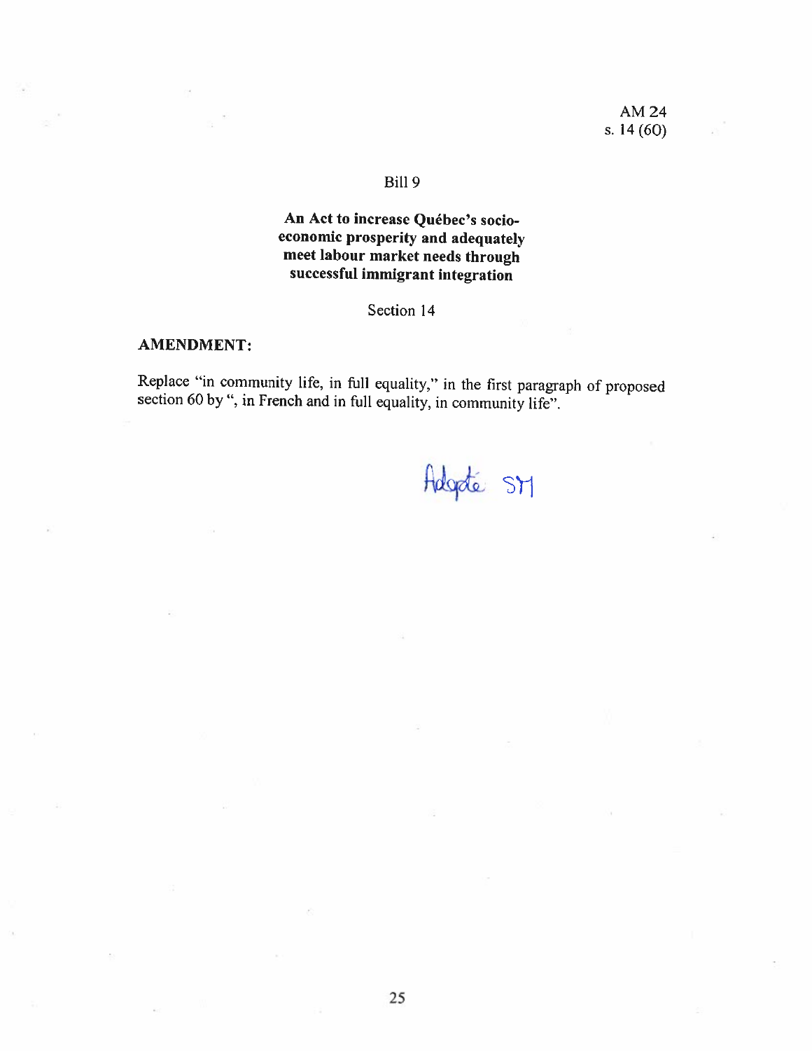AM 24
s. 14 (60)

Bill 9

**An Act to increase Québec's socio-economic prosperity and adequately meet labour market needs through successful immigrant integration**

Section 14

**AMENDMENT:**

Replace "in community life, in full equality," in the first paragraph of proposed section 60 by ", in French and in full equality, in community life".

Adopté SM